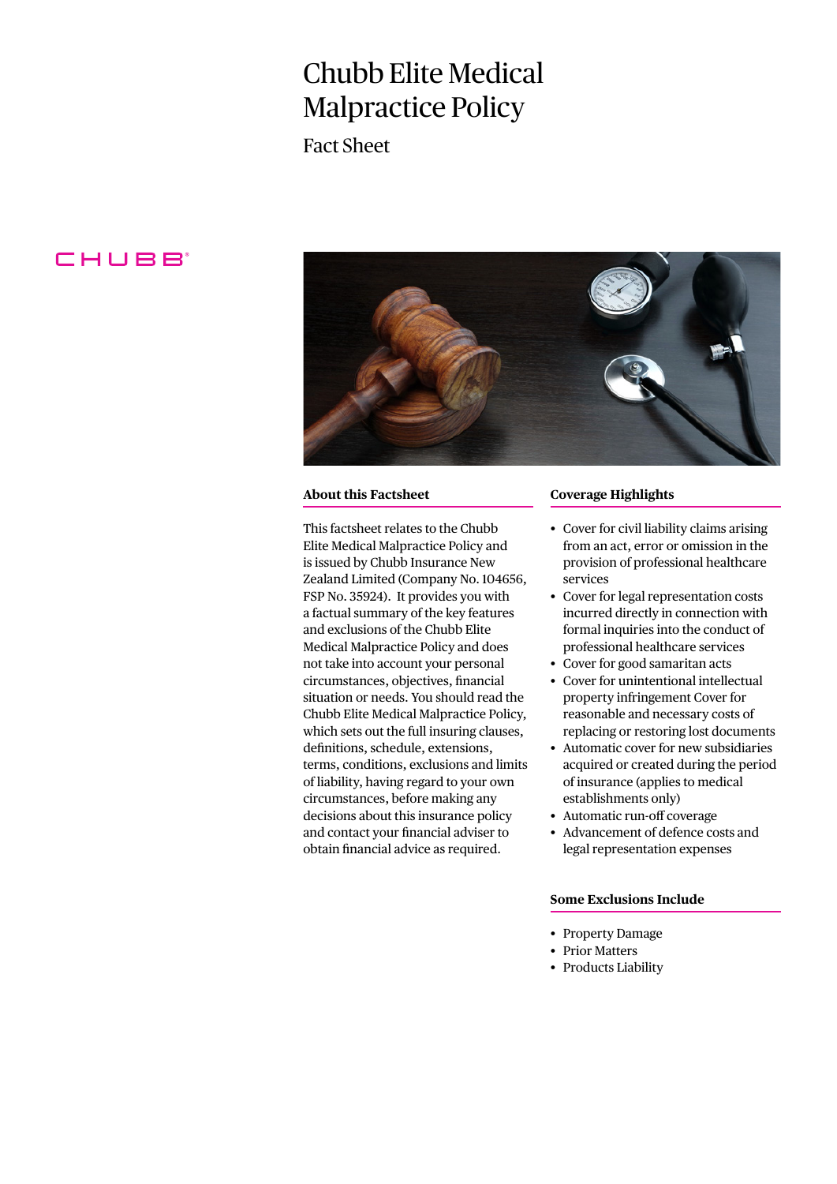# Chubb Elite Medical Malpractice Policy

## Fact Sheet

CHUBB

### About this Factsheet

This factsheet relates to the Chubb Elite Medical Malpractice Policy and is issued by Chubb Insurance New Zealand Limited (Company No. 104656, FSP No. 35924). It provides you with a factual summary of the key features and exclusions of the Chubb Elite Medical Malpractice Policy and does not take into account your personal circumstances, objectives, financial situation or needs. You should read the Chubb Elite Medical Malpractice Policy, which sets out the full insuring clauses, definitions, schedule, extensions, terms, conditions, exclusions and limits of liability, having regard to your own circumstances, before making any decisions about this insurance policy and contact your financial adviser to obtain financial advice as required.

### Coverage Highlights

- Cover for civil liability claims arising from an act, error or omission in the provision of professional healthcare services
- Cover for legal representation costs incurred directly in connection with formal inquiries into the conduct of professional healthcare services
- Cover for good samaritan acts
- Cover for unintentional intellectual property infringement Cover for reasonable and necessary costs of replacing or restoring lost documents
- Automatic cover for new subsidiaries acquired or created during the period of insurance (applies to medical establishments only)
- Automatic run-off coverage
- Advancement of defence costs and legal representation expenses

### Some Exclusions Include

- Property Damage
- Prior Matters
- Products Liability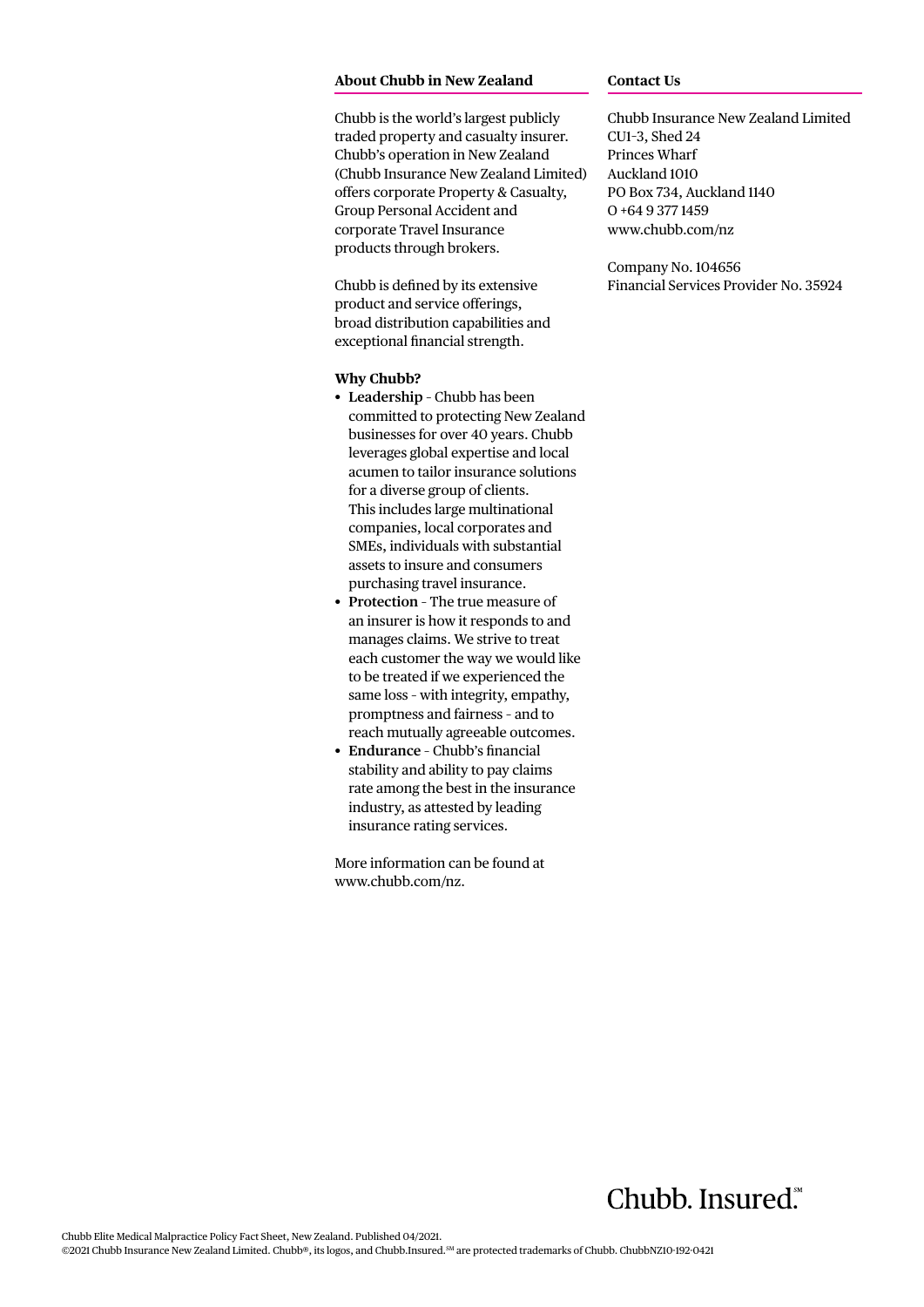## About Chubb in New Zealand

Chubb is the world's largest publicly traded property and casualty insurer. Chubb's operation in New Zealand (Chubb Insurance New Zealand Limited) offers corporate Property & Casualty, Group Personal Accident and corporate Travel Insurance products through brokers.

Chubb is defined by its extensive product and service offerings, broad distribution capabilities and exceptional financial strength.

**Why Chubb?**

- **Leadership** – Chubb has been committed to protecting New Zealand businesses for over 40 years. Chubb leverages global expertise and local acumen to tailor insurance solutions for a diverse group of clients. This includes large multinational companies, local corporates and SMEs, individuals with substantial assets to insure and consumers purchasing travel insurance.
- **Protection** – The true measure of an insurer is how it responds to and manages claims. We strive to treat each customer the way we would like to be treated if we experienced the same loss – with integrity, empathy, promptness and fairness – and to reach mutually agreeable outcomes.
- **Endurance** – Chubb's financial stability and ability to pay claims rate among the best in the insurance industry, as attested by leading insurance rating services.

More information can be found at www.chubb.com/nz.

## Contact Us

Chubb Insurance New Zealand Limited
CU1-3, Shed 24
Princes Wharf
Auckland 1010
PO Box 734, Auckland 1140
O +64 9 377 1459
www.chubb.com/nz

Company No. 104656
Financial Services Provider No. 35924

Chubb. Insured.℠

Chubb Elite Medical Malpractice Policy Fact Sheet, New Zealand. Published 04/2021.
©2021 Chubb Insurance New Zealand Limited. Chubb®, its logos, and Chubb.Insured.℠ are protected trademarks of Chubb. ChubbNZ10-192-0421